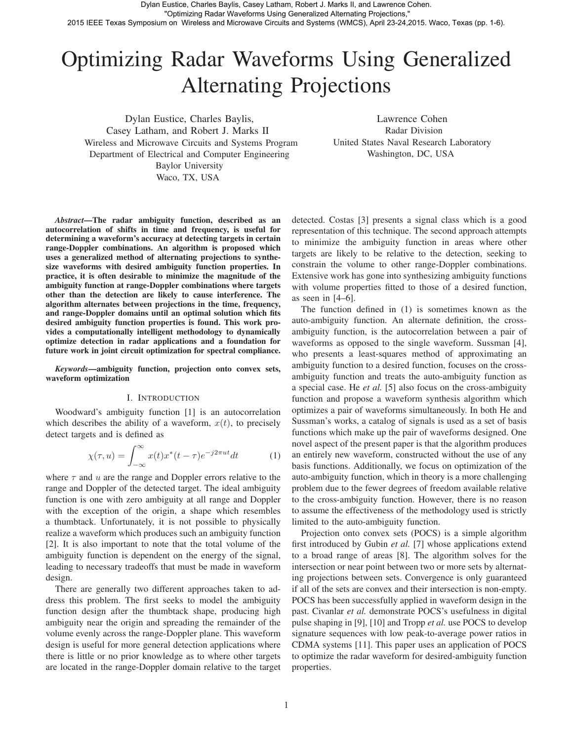Dylan Eustice, Charles Baylis, Casey Latham, Robert J. Marks II, and Lawrence Cohen. "Optimizing Radar Waveforms Using Generalized Alternating Projections," 2015 IEEE Texas Symposium on Wireless and Microwave Circuits and Systems (WMCS), April 23-24,2015. Waco, Texas (pp. 1-6).

# Optimizing Radar Waveforms Using Generalized Alternating Projections

Dylan Eustice, Charles Baylis, Casey Latham, and Robert J. Marks II
Wireless and Microwave Circuits and Systems Program
Department of Electrical and Computer Engineering
Baylor University
Waco, TX, USA

Lawrence Cohen
Radar Division
United States Naval Research Laboratory
Washington, DC, USA

***Abstract*—The radar ambiguity function, described as an autocorrelation of shifts in time and frequency, is useful for determining a waveform's accuracy at detecting targets in certain range-Doppler combinations. An algorithm is proposed which uses a generalized method of alternating projections to synthesize waveforms with desired ambiguity function properties. In practice, it is often desirable to minimize the magnitude of the ambiguity function at range-Doppler combinations where targets other than the detection are likely to cause interference. The algorithm alternates between projections in the time, frequency, and range-Doppler domains until an optimal solution which fits desired ambiguity function properties is found. This work provides a computationally intelligent methodology to dynamically optimize detection in radar applications and a foundation for future work in joint circuit optimization for spectral compliance.**

***Keywords*—ambiguity function, projection onto convex sets, waveform optimization**

## I. Introduction

Woodward's ambiguity function [1] is an autocorrelation which describes the ability of a waveform, $x(t)$, to precisely detect targets and is defined as

$$\chi(\tau, u) = \int_{-\infty}^{\infty} x(t)x^*(t-\tau)e^{-j2\pi ut}dt \qquad (1)$$

where $\tau$ and $u$ are the range and Doppler errors relative to the range and Doppler of the detected target. The ideal ambiguity function is one with zero ambiguity at all range and Doppler with the exception of the origin, a shape which resembles a thumbtack. Unfortunately, it is not possible to physically realize a waveform which produces such an ambiguity function [2]. It is also important to note that the total volume of the ambiguity function is dependent on the energy of the signal, leading to necessary tradeoffs that must be made in waveform design.

There are generally two different approaches taken to address this problem. The first seeks to model the ambiguity function design after the thumbtack shape, producing high ambiguity near the origin and spreading the remainder of the volume evenly across the range-Doppler plane. This waveform design is useful for more general detection applications where there is little or no prior knowledge as to where other targets are located in the range-Doppler domain relative to the target detected. Costas [3] presents a signal class which is a good representation of this technique. The second approach attempts to minimize the ambiguity function in areas where other targets are likely to be relative to the detection, seeking to constrain the volume to other range-Doppler combinations. Extensive work has gone into synthesizing ambiguity functions with volume properties fitted to those of a desired function, as seen in [4–6].

The function defined in (1) is sometimes known as the auto-ambiguity function. An alternate definition, the cross-ambiguity function, is the autocorrelation between a pair of waveforms as opposed to the single waveform. Sussman [4], who presents a least-squares method of approximating an ambiguity function to a desired function, focuses on the cross-ambiguity function and treats the auto-ambiguity function as a special case. He *et al.* [5] also focus on the cross-ambiguity function and propose a waveform synthesis algorithm which optimizes a pair of waveforms simultaneously. In both He and Sussman's works, a catalog of signals is used as a set of basis functions which make up the pair of waveforms designed. One novel aspect of the present paper is that the algorithm produces an entirely new waveform, constructed without the use of any basis functions. Additionally, we focus on optimization of the auto-ambiguity function, which in theory is a more challenging problem due to the fewer degrees of freedom available relative to the cross-ambiguity function. However, there is no reason to assume the effectiveness of the methodology used is strictly limited to the auto-ambiguity function.

Projection onto convex sets (POCS) is a simple algorithm first introduced by Gubin *et al.* [7] whose applications extend to a broad range of areas [8]. The algorithm solves for the intersection or near point between two or more sets by alternating projections between sets. Convergence is only guaranteed if all of the sets are convex and their intersection is non-empty. POCS has been successfully applied in waveform design in the past. Civanlar *et al.* demonstrate POCS's usefulness in digital pulse shaping in [9], [10] and Tropp *et al.* use POCS to develop signature sequences with low peak-to-average power ratios in CDMA systems [11]. This paper uses an application of POCS to optimize the radar waveform for desired-ambiguity function properties.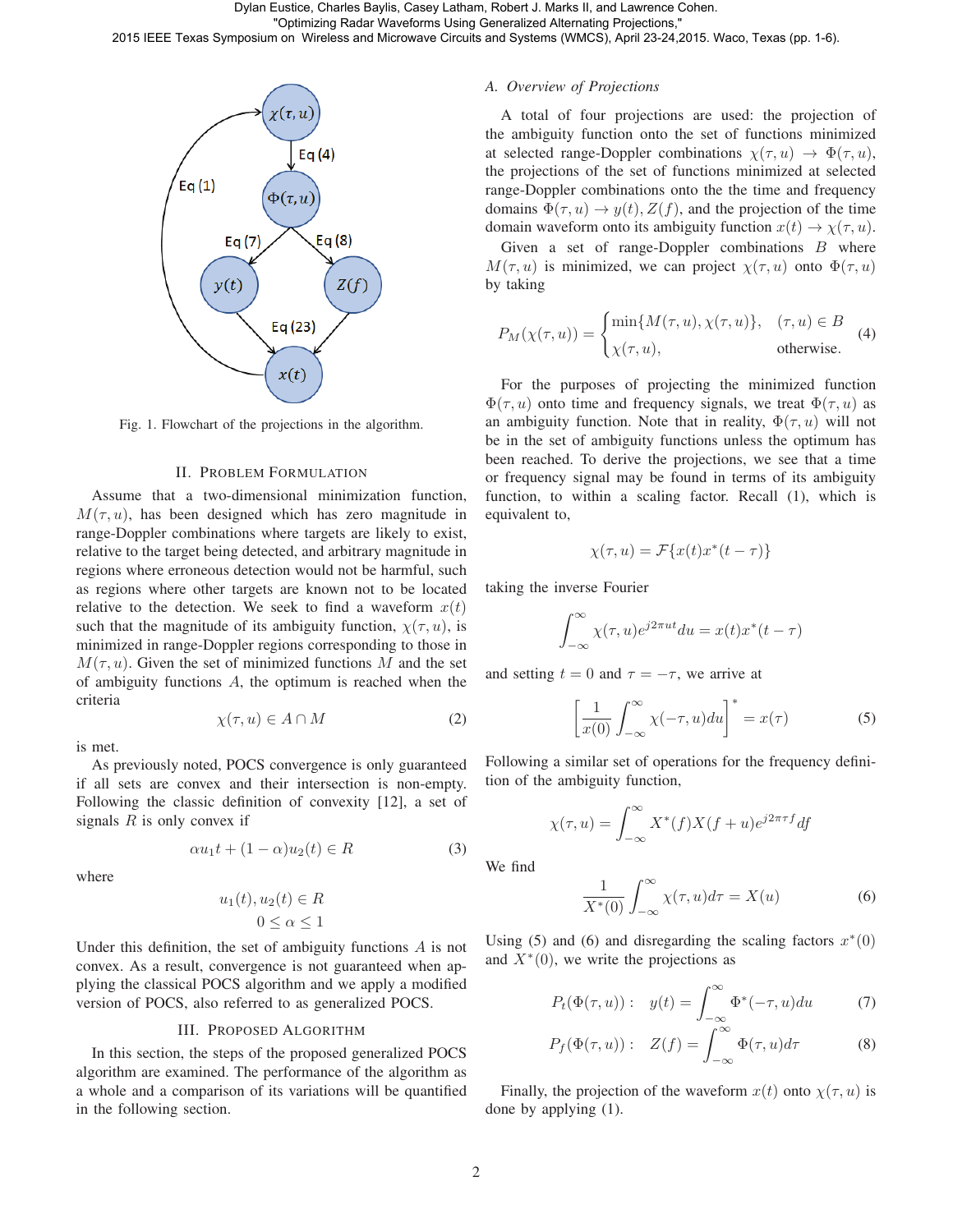Fig. 1. Flowchart of the projections in the algorithm.

## II. Problem Formulation

Assume that a two-dimensional minimization function, $M(\tau, u)$, has been designed which has zero magnitude in range-Doppler combinations where targets are likely to exist, relative to the target being detected, and arbitrary magnitude in regions where erroneous detection would not be harmful, such as regions where other targets are known not to be located relative to the detection. We seek to find a waveform $x(t)$ such that the magnitude of its ambiguity function, $\chi(\tau, u)$, is minimized in range-Doppler regions corresponding to those in $M(\tau, u)$. Given the set of minimized functions $M$ and the set of ambiguity functions $A$, the optimum is reached when the criteria

$$\chi(\tau, u) \in A \cap M \tag{2}$$

is met.

As previously noted, POCS convergence is only guaranteed if all sets are convex and their intersection is non-empty. Following the classic definition of convexity [12], a set of signals $R$ is only convex if

$$\alpha u_1 t + (1 - \alpha) u_2(t) \in R \tag{3}$$

where

$$u_1(t), u_2(t) \in R$$
$$0 \le \alpha \le 1$$

Under this definition, the set of ambiguity functions $A$ is not convex. As a result, convergence is not guaranteed when applying the classical POCS algorithm and we apply a modified version of POCS, also referred to as generalized POCS.

## III. Proposed Algorithm

In this section, the steps of the proposed generalized POCS algorithm are examined. The performance of the algorithm as a whole and a comparison of its variations will be quantified in the following section.

### A. Overview of Projections

A total of four projections are used: the projection of the ambiguity function onto the set of functions minimized at selected range-Doppler combinations $\chi(\tau, u) \rightarrow \Phi(\tau, u)$, the projections of the set of functions minimized at selected range-Doppler combinations onto the the time and frequency domains $\Phi(\tau, u) \rightarrow y(t), Z(f)$, and the projection of the time domain waveform onto its ambiguity function $x(t) \rightarrow \chi(\tau, u)$.

Given a set of range-Doppler combinations $B$ where $M(\tau, u)$ is minimized, we can project $\chi(\tau, u)$ onto $\Phi(\tau, u)$ by taking

$$P_M(\chi(\tau, u)) = \begin{cases} \min\{M(\tau, u), \chi(\tau, u)\}, & (\tau, u) \in B \\ \chi(\tau, u), & \text{otherwise.} \end{cases} \tag{4}$$

For the purposes of projecting the minimized function $\Phi(\tau, u)$ onto time and frequency signals, we treat $\Phi(\tau, u)$ as an ambiguity function. Note that in reality, $\Phi(\tau, u)$ will not be in the set of ambiguity functions unless the optimum has been reached. To derive the projections, we see that a time or frequency signal may be found in terms of its ambiguity function, to within a scaling factor. Recall (1), which is equivalent to,

$$\chi(\tau, u) = \mathcal{F}\{x(t)x^*(t - \tau)\}$$

taking the inverse Fourier

$$\int_{-\infty}^{\infty} \chi(\tau, u) e^{j2\pi ut} du = x(t)x^*(t - \tau)$$

and setting $t = 0$ and $\tau = -\tau$, we arrive at

$$\left[ \frac{1}{x(0)} \int_{-\infty}^{\infty} \chi(-\tau, u) du \right]^* = x(\tau) \tag{5}$$

Following a similar set of operations for the frequency definition of the ambiguity function,

$$\chi(\tau, u) = \int_{-\infty}^{\infty} X^*(f) X(f + u) e^{j2\pi\tau f} df$$

We find

$$\frac{1}{X^*(0)} \int_{-\infty}^{\infty} \chi(\tau, u) d\tau = X(u) \tag{6}$$

Using (5) and (6) and disregarding the scaling factors $x^*(0)$ and $X^*(0)$, we write the projections as

$$P_t(\Phi(\tau, u)): \quad y(t) = \int_{-\infty}^{\infty} \Phi^*(-\tau, u) du \tag{7}$$

$$P_f(\Phi(\tau, u)): \quad Z(f) = \int_{-\infty}^{\infty} \Phi(\tau, u) d\tau \tag{8}$$

Finally, the projection of the waveform $x(t)$ onto $\chi(\tau, u)$ is done by applying (1).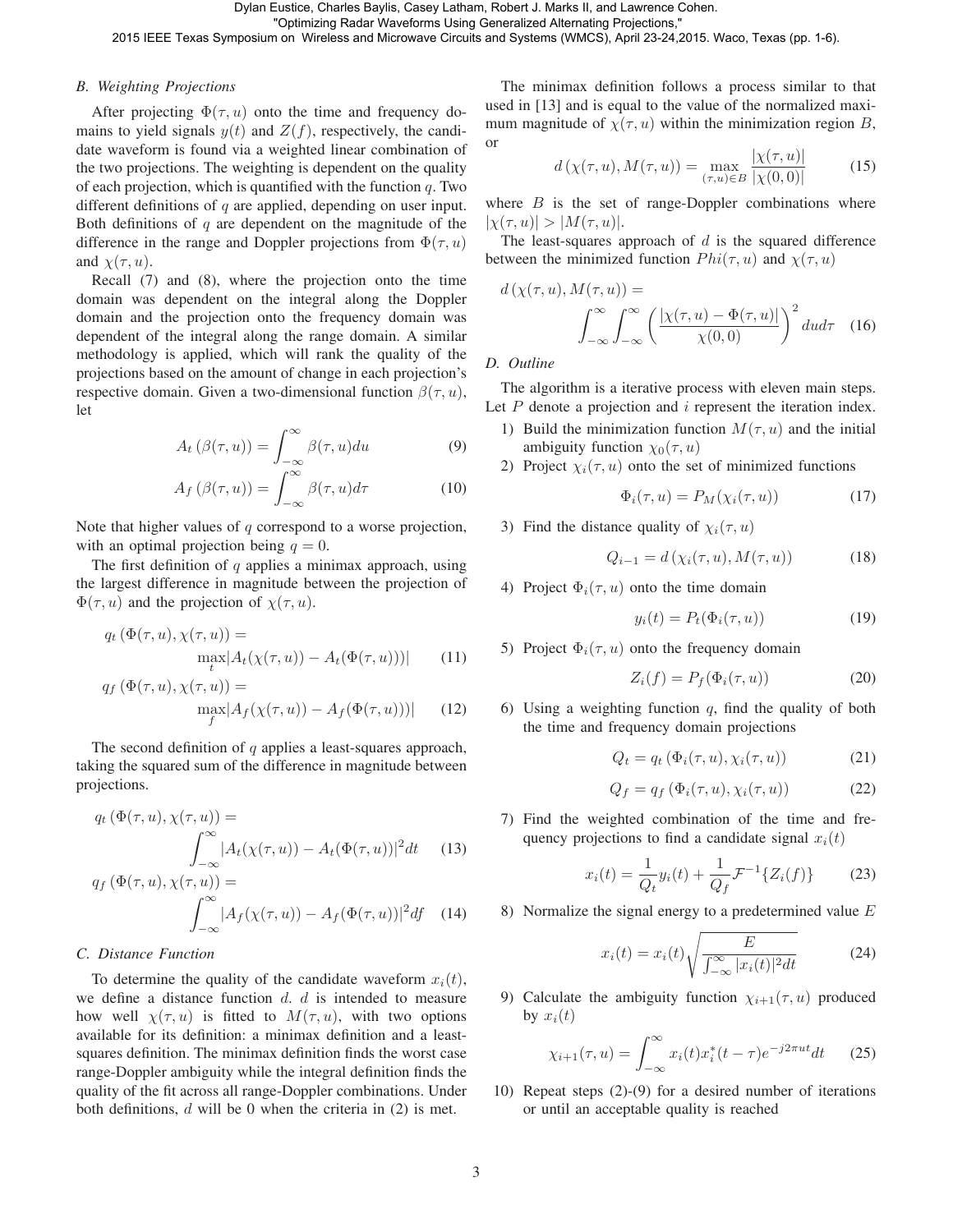### B. Weighting Projections

After projecting $\Phi(\tau, u)$ onto the time and frequency domains to yield signals $y(t)$ and $Z(f)$, respectively, the candidate waveform is found via a weighted linear combination of the two projections. The weighting is dependent on the quality of each projection, which is quantified with the function $q$. Two different definitions of $q$ are applied, depending on user input. Both definitions of $q$ are dependent on the magnitude of the difference in the range and Doppler projections from $\Phi(\tau, u)$ and $\chi(\tau, u)$.

Recall (7) and (8), where the projection onto the time domain was dependent on the integral along the Doppler domain and the projection onto the frequency domain was dependent of the integral along the range domain. A similar methodology is applied, which will rank the quality of the projections based on the amount of change in each projection's respective domain. Given a two-dimensional function $\beta(\tau, u)$, let

$$A_t\left(\beta(\tau, u)\right) = \int_{-\infty}^{\infty} \beta(\tau, u) du \tag{9}$$

$$A_f\left(\beta(\tau, u)\right) = \int_{-\infty}^{\infty} \beta(\tau, u) d\tau \tag{10}$$

Note that higher values of $q$ correspond to a worse projection, with an optimal projection being $q = 0$.

The first definition of $q$ applies a minimax approach, using the largest difference in magnitude between the projection of $\Phi(\tau, u)$ and the projection of $\chi(\tau, u)$.

$$q_t\left(\Phi(\tau, u), \chi(\tau, u)\right) = \max_t |A_t(\chi(\tau, u)) - A_t(\Phi(\tau, u)))| \tag{11}$$

$$q_f\left(\Phi(\tau, u), \chi(\tau, u)\right) = \max_f |A_f(\chi(\tau, u)) - A_f(\Phi(\tau, u)))| \tag{12}$$

The second definition of $q$ applies a least-squares approach, taking the squared sum of the difference in magnitude between projections.

$$q_t\left(\Phi(\tau, u), \chi(\tau, u)\right) = \int_{-\infty}^{\infty} |A_t(\chi(\tau, u)) - A_t(\Phi(\tau, u))|^2 dt \tag{13}$$

$$q_f\left(\Phi(\tau, u), \chi(\tau, u)\right) = \int_{-\infty}^{\infty} |A_f(\chi(\tau, u)) - A_f(\Phi(\tau, u))|^2 df \tag{14}$$

### C. Distance Function

To determine the quality of the candidate waveform $x_i(t)$, we define a distance function $d$. $d$ is intended to measure how well $\chi(\tau, u)$ is fitted to $M(\tau, u)$, with two options available for its definition: a minimax definition and a least-squares definition. The minimax definition finds the worst case range-Doppler ambiguity while the integral definition finds the quality of the fit across all range-Doppler combinations. Under both definitions, $d$ will be 0 when the criteria in (2) is met.

The minimax definition follows a process similar to that used in [13] and is equal to the value of the normalized maximum magnitude of $\chi(\tau, u)$ within the minimization region $B$, or

$$d\left(\chi(\tau, u), M(\tau, u)\right) = \max_{(\tau, u) \in B} \frac{|\chi(\tau, u)|}{|\chi(0, 0)|} \tag{15}$$

where $B$ is the set of range-Doppler combinations where $|\chi(\tau, u)| > |M(\tau, u)|$.

The least-squares approach of $d$ is the squared difference between the minimized function $Phi(\tau, u)$ and $\chi(\tau, u)$

$$d\left(\chi(\tau, u), M(\tau, u)\right) = \int_{-\infty}^{\infty} \int_{-\infty}^{\infty} \left( \frac{|\chi(\tau, u) - \Phi(\tau, u)|}{\chi(0, 0)} \right)^2 du d\tau \tag{16}$$

### D. Outline

The algorithm is a iterative process with eleven main steps. Let $P$ denote a projection and $i$ represent the iteration index.

1) Build the minimization function $M(\tau, u)$ and the initial ambiguity function $\chi_0(\tau, u)$
2) Project $\chi_i(\tau, u)$ onto the set of minimized functions
$$\Phi_i(\tau, u) = P_M(\chi_i(\tau, u)) \tag{17}$$
3) Find the distance quality of $\chi_i(\tau, u)$
$$Q_{i-1} = d\left(\chi_i(\tau, u), M(\tau, u)\right) \tag{18}$$
4) Project $\Phi_i(\tau, u)$ onto the time domain
$$y_i(t) = P_t(\Phi_i(\tau, u)) \tag{19}$$
5) Project $\Phi_i(\tau, u)$ onto the frequency domain
$$Z_i(f) = P_f(\Phi_i(\tau, u)) \tag{20}$$
6) Using a weighting function $q$, find the quality of both the time and frequency domain projections
$$Q_t = q_t\left(\Phi_i(\tau, u), \chi_i(\tau, u)\right) \tag{21}$$
$$Q_f = q_f\left(\Phi_i(\tau, u), \chi_i(\tau, u)\right) \tag{22}$$
7) Find the weighted combination of the time and frequency projections to find a candidate signal $x_i(t)$
$$x_i(t) = \frac{1}{Q_t} y_i(t) + \frac{1}{Q_f} \mathcal{F}^{-1}\{Z_i(f)\} \tag{23}$$
8) Normalize the signal energy to a predetermined value $E$
$$x_i(t) = x_i(t) \sqrt{\frac{E}{\int_{-\infty}^{\infty} |x_i(t)|^2 dt}} \tag{24}$$
9) Calculate the ambiguity function $\chi_{i+1}(\tau, u)$ produced by $x_i(t)$
$$\chi_{i+1}(\tau, u) = \int_{-\infty}^{\infty} x_i(t) x_i^*(t - \tau) e^{-j2\pi u t} dt \tag{25}$$
10) Repeat steps (2)-(9) for a desired number of iterations or until an acceptable quality is reached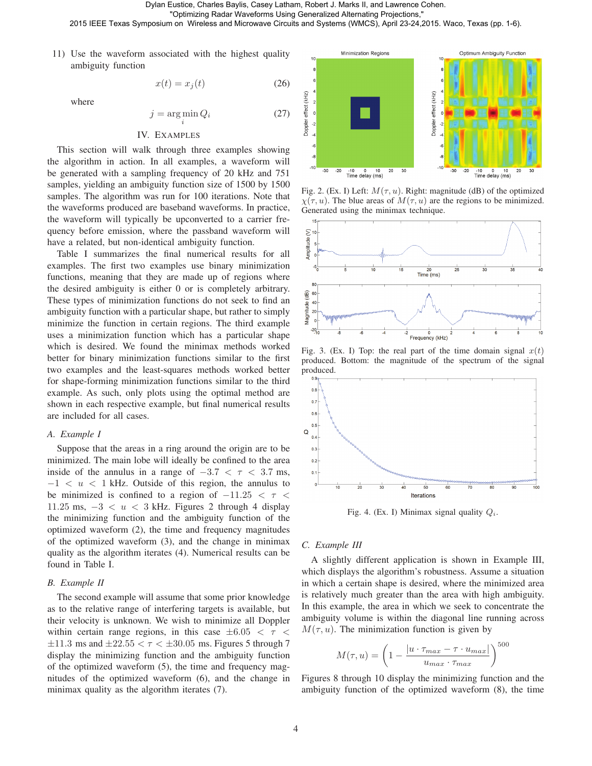11) Use the waveform associated with the highest quality ambiguity function

$$x(t) = x_j(t) \tag{26}$$

where

$$j = \arg\min_i Q_i \tag{27}$$

## IV. Examples

This section will walk through three examples showing the algorithm in action. In all examples, a waveform will be generated with a sampling frequency of 20 kHz and 751 samples, yielding an ambiguity function size of 1500 by 1500 samples. The algorithm was run for 100 iterations. Note that the waveforms produced are baseband waveforms. In practice, the waveform will typically be upconverted to a carrier frequency before emission, where the passband waveform will have a related, but non-identical ambiguity function.

Table I summarizes the final numerical results for all examples. The first two examples use binary minimization functions, meaning that they are made up of regions where the desired ambiguity is either 0 or is completely arbitrary. These types of minimization functions do not seek to find an ambiguity function with a particular shape, but rather to simply minimize the function in certain regions. The third example uses a minimization function which has a particular shape which is desired. We found the minimax methods worked better for binary minimization functions similar to the first two examples and the least-squares methods worked better for shape-forming minimization functions similar to the third example. As such, only plots using the optimal method are shown in each respective example, but final numerical results are included for all cases.

### A. Example I

Suppose that the areas in a ring around the origin are to be minimized. The main lobe will ideally be confined to the area inside of the annulus in a range of $-3.7 < \tau < 3.7$ ms, $-1 < u < 1$ kHz. Outside of this region, the annulus to be minimized is confined to a region of $-11.25 < \tau < 11.25$ ms, $-3 < u < 3$ kHz. Figures 2 through 4 display the minimizing function and the ambiguity function of the optimized waveform (2), the time and frequency magnitudes of the optimized waveform (3), and the change in minimax quality as the algorithm iterates (4). Numerical results can be found in Table I.

### B. Example II

The second example will assume that some prior knowledge as to the relative range of interfering targets is available, but their velocity is unknown. We wish to minimize all Doppler within certain range regions, in this case $\pm 6.05 < \tau < \pm 11.3$ ms and $\pm 22.55 < \tau < \pm 30.05$ ms. Figures 5 through 7 display the minimizing function and the ambiguity function of the optimized waveform (5), the time and frequency magnitudes of the optimized waveform (6), and the change in minimax quality as the algorithm iterates (7).

Fig. 2. (Ex. I) Left: $M(\tau, u)$. Right: magnitude (dB) of the optimized $\chi(\tau, u)$. The blue areas of $M(\tau, u)$ are the regions to be minimized. Generated using the minimax technique.

Fig. 3. (Ex. I) Top: the real part of the time domain signal $x(t)$ produced. Bottom: the magnitude of the spectrum of the signal produced.

Fig. 4. (Ex. I) Minimax signal quality $Q_i$.

### C. Example III

A slightly different application is shown in Example III, which displays the algorithm's robustness. Assume a situation in which a certain shape is desired, where the minimized area is relatively much greater than the area with high ambiguity. In this example, the area in which we seek to concentrate the ambiguity volume is within the diagonal line running across $M(\tau, u)$. The minimization function is given by

$$M(\tau, u) = \left(1 - \frac{|u \cdot \tau_{max} - \tau \cdot u_{max}|}{u_{max} \cdot \tau_{max}}\right)^{500}$$

Figures 8 through 10 display the minimizing function and the ambiguity function of the optimized waveform (8), the time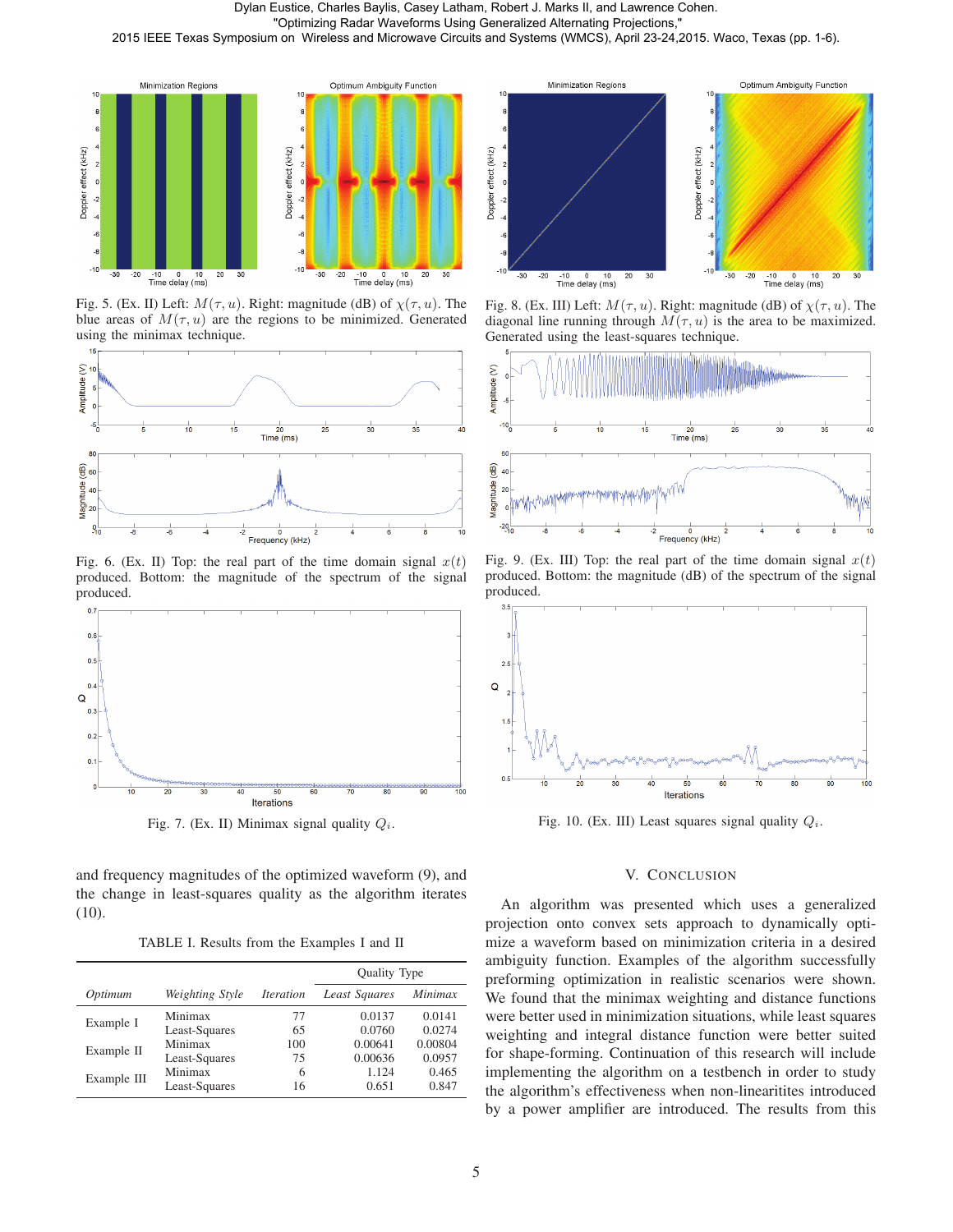Fig. 5. (Ex. II) Left: $M(\tau, u)$. Right: magnitude (dB) of $\chi(\tau, u)$. The blue areas of $M(\tau, u)$ are the regions to be minimized. Generated using the minimax technique.

Fig. 6. (Ex. II) Top: the real part of the time domain signal $x(t)$ produced. Bottom: the magnitude of the spectrum of the signal produced.

Fig. 7. (Ex. II) Minimax signal quality $Q_i$.

Fig. 8. (Ex. III) Left: $M(\tau, u)$. Right: magnitude (dB) of $\chi(\tau, u)$. The diagonal line running through $M(\tau, u)$ is the area to be maximized. Generated using the least-squares technique.

Fig. 9. (Ex. III) Top: the real part of the time domain signal $x(t)$ produced. Bottom: the magnitude (dB) of the spectrum of the signal produced.

Fig. 10. (Ex. III) Least squares signal quality $Q_i$.

and frequency magnitudes of the optimized waveform (9), and the change in least-squares quality as the algorithm iterates (10).

TABLE I. Results from the Examples I and II

| *Optimum* | *Weighting Style* | *Iteration* | Quality Type: *Least Squares* | *Minimax* |
|---|---|---|---|---|
| Example I | Minimax | 77 | 0.0137 | 0.0141 |
| | Least-Squares | 65 | 0.0760 | 0.0274 |
| Example II | Minimax | 100 | 0.00641 | 0.00804 |
| | Least-Squares | 75 | 0.00636 | 0.0957 |
| Example III | Minimax | 6 | 1.124 | 0.465 |
| | Least-Squares | 16 | 0.651 | 0.847 |

## V. Conclusion

An algorithm was presented which uses a generalized projection onto convex sets approach to dynamically optimize a waveform based on minimization criteria in a desired ambiguity function. Examples of the algorithm successfully preforming optimization in realistic scenarios were shown. We found that the minimax weighting and distance functions were better used in minimization situations, while least squares weighting and integral distance function were better suited for shape-forming. Continuation of this research will include implementing the algorithm on a testbench in order to study the algorithm's effectiveness when non-linearitites introduced by a power amplifier are introduced. The results from this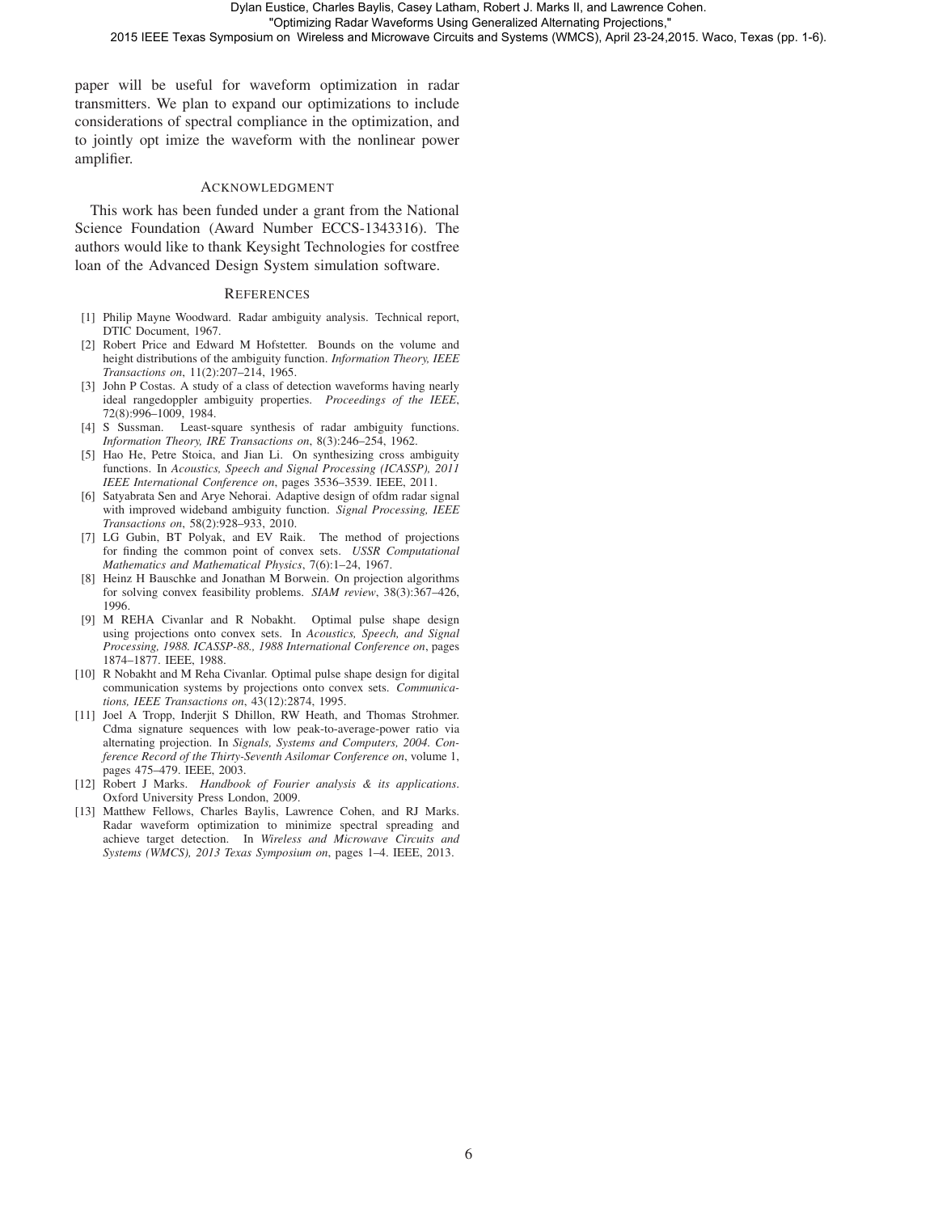paper will be useful for waveform optimization in radar transmitters. We plan to expand our optimizations to include considerations of spectral compliance in the optimization, and to jointly opt imize the waveform with the nonlinear power amplifier.

## ACKNOWLEDGMENT

This work has been funded under a grant from the National Science Foundation (Award Number ECCS-1343316). The authors would like to thank Keysight Technologies for costfree loan of the Advanced Design System simulation software.

## REFERENCES

[1] Philip Mayne Woodward. Radar ambiguity analysis. Technical report, DTIC Document, 1967.

[2] Robert Price and Edward M Hofstetter. Bounds on the volume and height distributions of the ambiguity function. *Information Theory, IEEE Transactions on*, 11(2):207–214, 1965.

[3] John P Costas. A study of a class of detection waveforms having nearly ideal rangedoppler ambiguity properties. *Proceedings of the IEEE*, 72(8):996–1009, 1984.

[4] S Sussman. Least-square synthesis of radar ambiguity functions. *Information Theory, IRE Transactions on*, 8(3):246–254, 1962.

[5] Hao He, Petre Stoica, and Jian Li. On synthesizing cross ambiguity functions. In *Acoustics, Speech and Signal Processing (ICASSP), 2011 IEEE International Conference on*, pages 3536–3539. IEEE, 2011.

[6] Satyabrata Sen and Arye Nehorai. Adaptive design of ofdm radar signal with improved wideband ambiguity function. *Signal Processing, IEEE Transactions on*, 58(2):928–933, 2010.

[7] LG Gubin, BT Polyak, and EV Raik. The method of projections for finding the common point of convex sets. *USSR Computational Mathematics and Mathematical Physics*, 7(6):1–24, 1967.

[8] Heinz H Bauschke and Jonathan M Borwein. On projection algorithms for solving convex feasibility problems. *SIAM review*, 38(3):367–426, 1996.

[9] M REHA Civanlar and R Nobakht. Optimal pulse shape design using projections onto convex sets. In *Acoustics, Speech, and Signal Processing, 1988. ICASSP-88., 1988 International Conference on*, pages 1874–1877. IEEE, 1988.

[10] R Nobakht and M Reha Civanlar. Optimal pulse shape design for digital communication systems by projections onto convex sets. *Communications, IEEE Transactions on*, 43(12):2874, 1995.

[11] Joel A Tropp, Inderjit S Dhillon, RW Heath, and Thomas Strohmer. Cdma signature sequences with low peak-to-average-power ratio via alternating projection. In *Signals, Systems and Computers, 2004. Conference Record of the Thirty-Seventh Asilomar Conference on*, volume 1, pages 475–479. IEEE, 2003.

[12] Robert J Marks. *Handbook of Fourier analysis & its applications*. Oxford University Press London, 2009.

[13] Matthew Fellows, Charles Baylis, Lawrence Cohen, and RJ Marks. Radar waveform optimization to minimize spectral spreading and achieve target detection. In *Wireless and Microwave Circuits and Systems (WMCS), 2013 Texas Symposium on*, pages 1–4. IEEE, 2013.